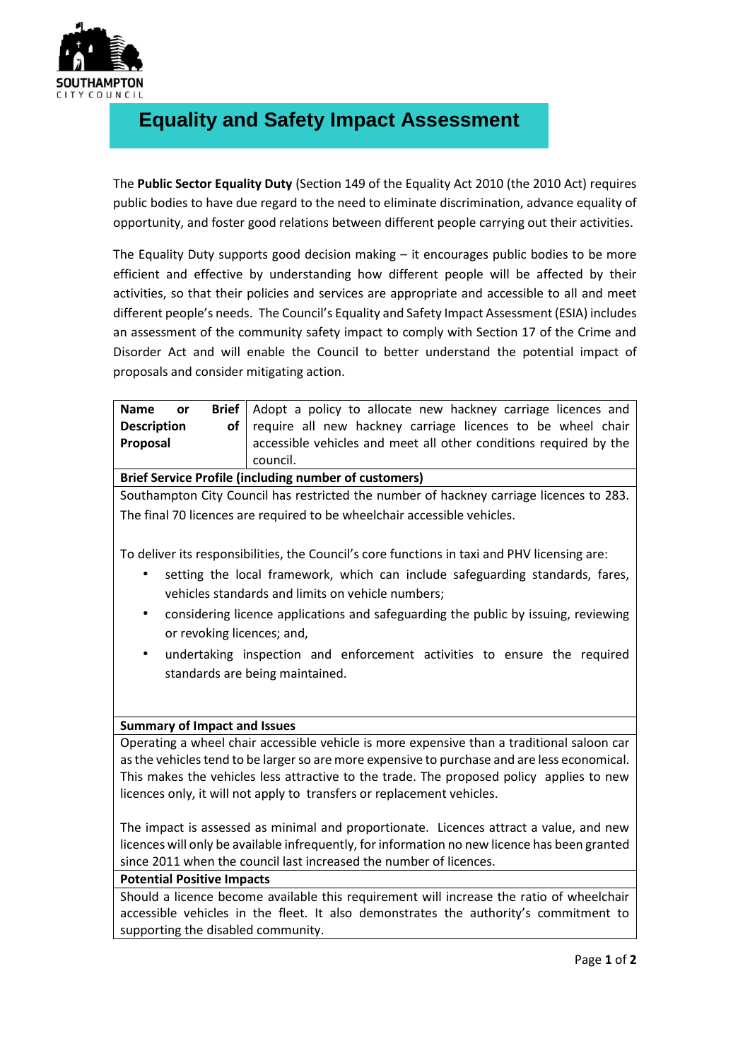# Equality and Safety Impact Assessment

The **Public Sector Equality Duty** (Section 149 of the Equality Act 2010 (the 2010 Act) requires public bodies to have due regard to the need to eliminate discrimination, advance equality of opportunity, and foster good relations between different people carrying out their activities.

The Equality Duty supports good decision making – it encourages public bodies to be more efficient and effective by understanding how different people will be affected by their activities, so that their policies and services are appropriate and accessible to all and meet different people's needs. The Council's Equality and Safety Impact Assessment (ESIA) includes an assessment of the community safety impact to comply with Section 17 of the Crime and Disorder Act and will enable the Council to better understand the potential impact of proposals and consider mitigating action.

| **Name or Brief Description of Proposal** | Adopt a policy to allocate new hackney carriage licences and require all new hackney carriage licences to be wheel chair accessible vehicles and meet all other conditions required by the council. |
|---|---|

**Brief Service Profile (including number of customers)**

Southampton City Council has restricted the number of hackney carriage licences to 283. The final 70 licences are required to be wheelchair accessible vehicles.

To deliver its responsibilities, the Council's core functions in taxi and PHV licensing are:

- setting the local framework, which can include safeguarding standards, fares, vehicles standards and limits on vehicle numbers;
- considering licence applications and safeguarding the public by issuing, reviewing or revoking licences; and,
- undertaking inspection and enforcement activities to ensure the required standards are being maintained.

**Summary of Impact and Issues**

Operating a wheel chair accessible vehicle is more expensive than a traditional saloon car as the vehicles tend to be larger so are more expensive to purchase and are less economical. This makes the vehicles less attractive to the trade. The proposed policy applies to new licences only, it will not apply to transfers or replacement vehicles.

The impact is assessed as minimal and proportionate. Licences attract a value, and new licences will only be available infrequently, for information no new licence has been granted since 2011 when the council last increased the number of licences.

**Potential Positive Impacts**

Should a licence become available this requirement will increase the ratio of wheelchair accessible vehicles in the fleet. It also demonstrates the authority's commitment to supporting the disabled community.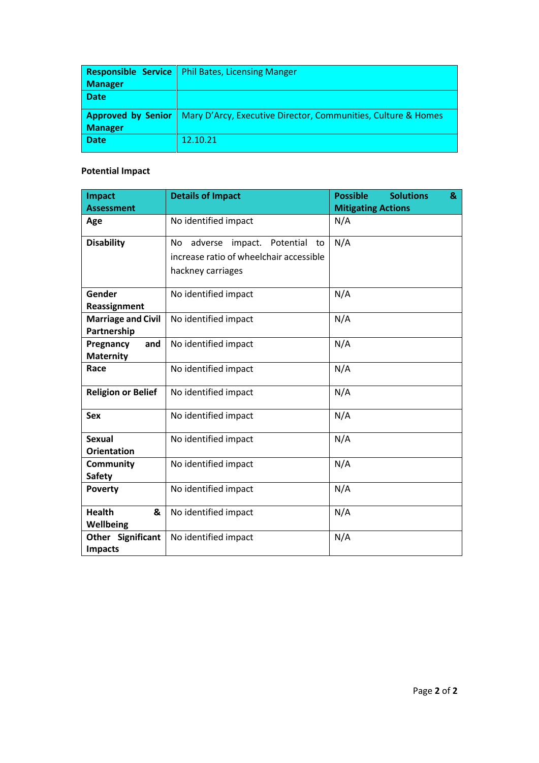| | |
|---|---|
| **Responsible Service Manager** | Phil Bates, Licensing Manger |
| **Date** | |
| **Approved by Senior Manager** | Mary D'Arcy, Executive Director, Communities, Culture & Homes |
| **Date** | 12.10.21 |

**Potential Impact**

| Impact Assessment | Details of Impact | Possible Solutions & Mitigating Actions |
|---|---|---|
| **Age** | No identified impact | N/A |
| **Disability** | No adverse impact. Potential to increase ratio of wheelchair accessible hackney carriages | N/A |
| **Gender Reassignment** | No identified impact | N/A |
| **Marriage and Civil Partnership** | No identified impact | N/A |
| **Pregnancy and Maternity** | No identified impact | N/A |
| **Race** | No identified impact | N/A |
| **Religion or Belief** | No identified impact | N/A |
| **Sex** | No identified impact | N/A |
| **Sexual Orientation** | No identified impact | N/A |
| **Community Safety** | No identified impact | N/A |
| **Poverty** | No identified impact | N/A |
| **Health & Wellbeing** | No identified impact | N/A |
| **Other Significant Impacts** | No identified impact | N/A |